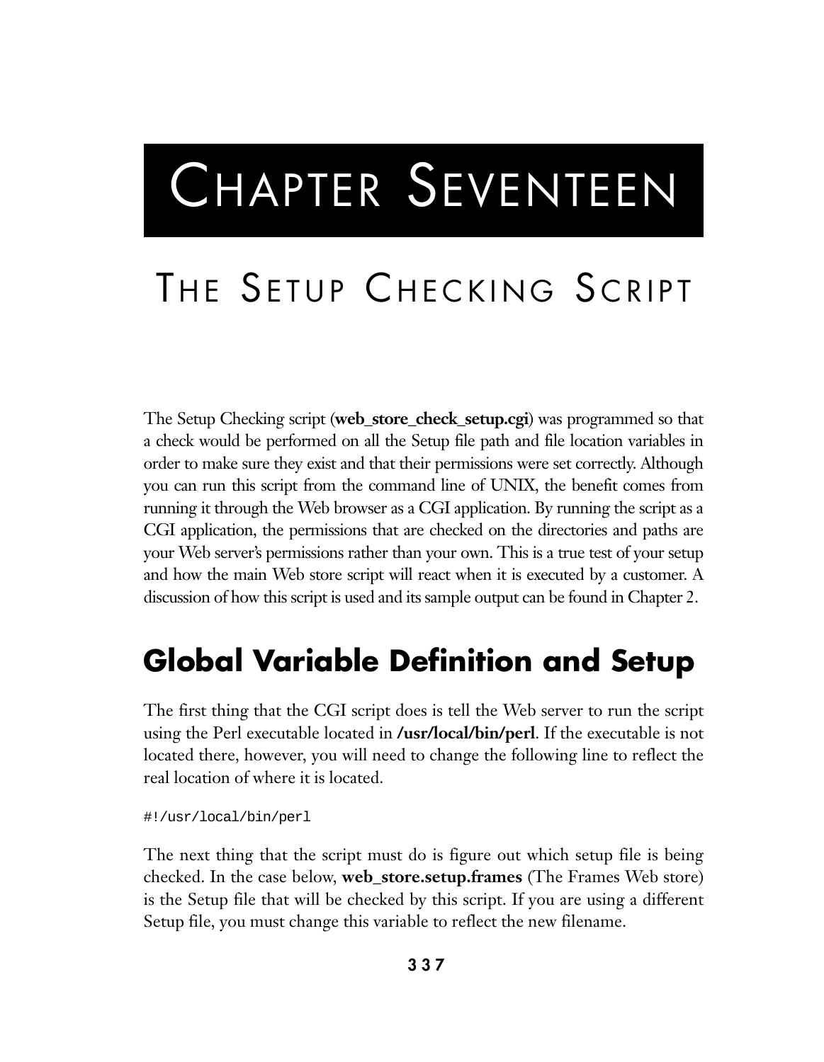# Chapter Seventeen

# The Setup Checking Script

The Setup Checking script (**web_store_check_setup.cgi**) was programmed so that a check would be performed on all the Setup file path and file location variables in order to make sure they exist and that their permissions were set correctly. Although you can run this script from the command line of UNIX, the benefit comes from running it through the Web browser as a CGI application. By running the script as a CGI application, the permissions that are checked on the directories and paths are your Web server's permissions rather than your own. This is a true test of your setup and how the main Web store script will react when it is executed by a customer. A discussion of how this script is used and its sample output can be found in Chapter 2.

## Global Variable Definition and Setup

The first thing that the CGI script does is tell the Web server to run the script using the Perl executable located in **/usr/local/bin/perl**. If the executable is not located there, however, you will need to change the following line to reflect the real location of where it is located.

```
#!/usr/local/bin/perl
```

The next thing that the script must do is figure out which setup file is being checked. In the case below, **web_store.setup.frames** (The Frames Web store) is the Setup file that will be checked by this script. If you are using a different Setup file, you must change this variable to reflect the new filename.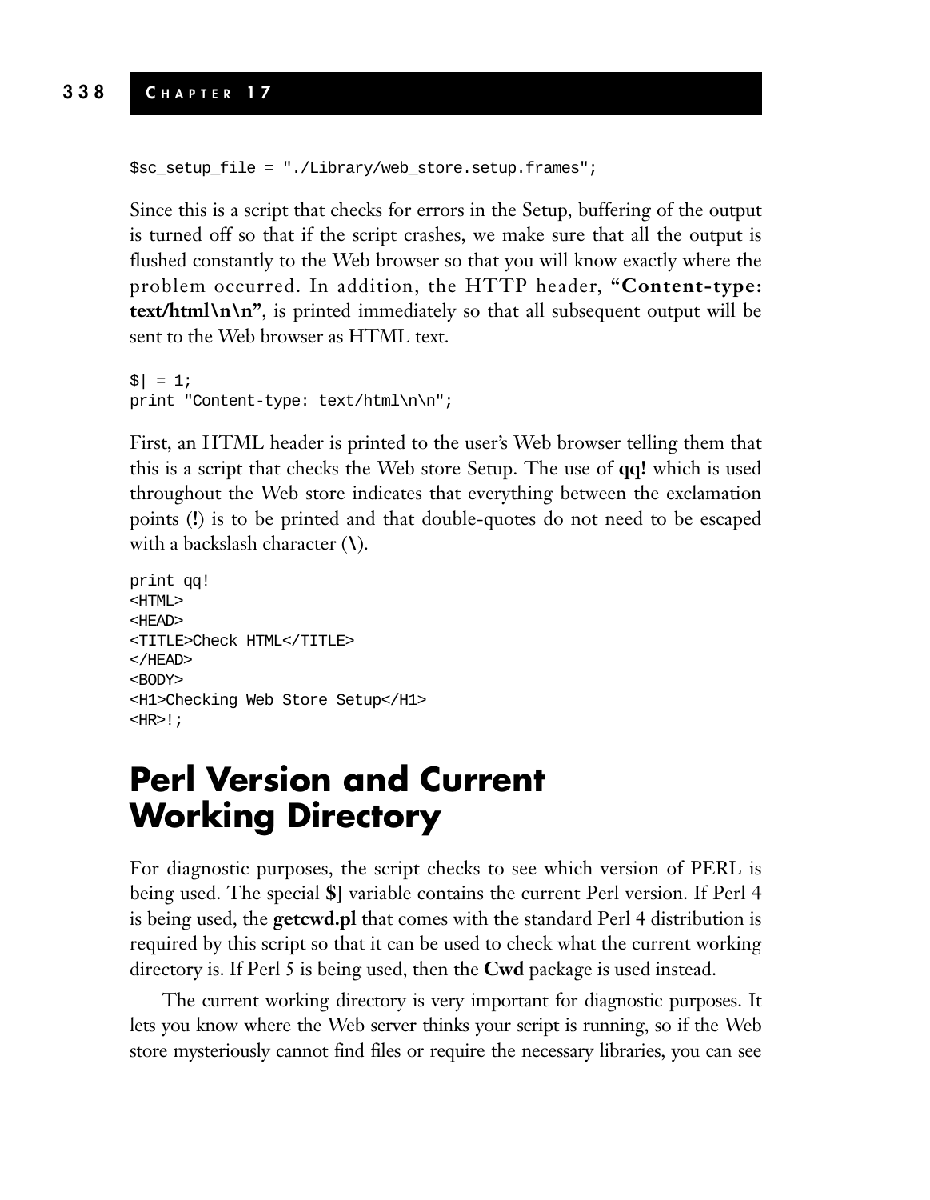```
$sc_setup_file = "./Library/web_store.setup.frames";
```

Since this is a script that checks for errors in the Setup, buffering of the output is turned off so that if the script crashes, we make sure that all the output is flushed constantly to the Web browser so that you will know exactly where the problem occurred. In addition, the HTTP header, **"Content-type: text/html\n\n"**, is printed immediately so that all subsequent output will be sent to the Web browser as HTML text.

```
$| = 1;
print "Content-type: text/html\n\n";
```

First, an HTML header is printed to the user's Web browser telling them that this is a script that checks the Web store Setup. The use of **qq!** which is used throughout the Web store indicates that everything between the exclamation points (**!**) is to be printed and that double-quotes do not need to be escaped with a backslash character (**\**).

```
print qq!
<HTML>
<HEAD>
<TITLE>Check HTML</TITLE>
</HEAD>
<BODY>
<H1>Checking Web Store Setup</H1>
<HR>!;
```

# Perl Version and Current Working Directory

For diagnostic purposes, the script checks to see which version of PERL is being used. The special **$]** variable contains the current Perl version. If Perl 4 is being used, the **getcwd.pl** that comes with the standard Perl 4 distribution is required by this script so that it can be used to check what the current working directory is. If Perl 5 is being used, then the **Cwd** package is used instead.

The current working directory is very important for diagnostic purposes. It lets you know where the Web server thinks your script is running, so if the Web store mysteriously cannot find files or require the necessary libraries, you can see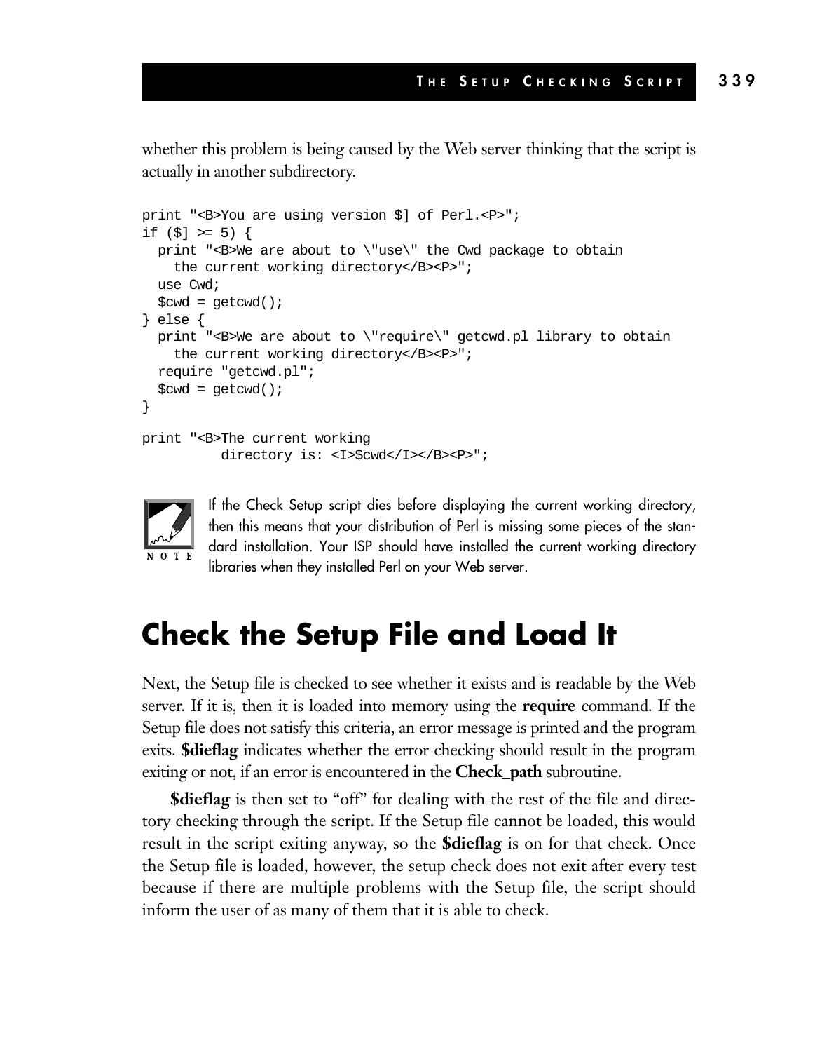whether this problem is being caused by the Web server thinking that the script is actually in another subdirectory.

```
print "<B>You are using version $] of Perl.<P>";
if ($] >= 5) {
  print "<B>We are about to \"use\" the Cwd package to obtain
    the current working directory</B><P>";
  use Cwd;
  $cwd = getcwd();
} else {
  print "<B>We are about to \"require\" getcwd.pl library to obtain
    the current working directory</B><P>";
  require "getcwd.pl";
  $cwd = getcwd();
}

print "<B>The current working
          directory is: <I>$cwd</I></B><P>";
```

> **NOTE** If the Check Setup script dies before displaying the current working directory, then this means that your distribution of Perl is missing some pieces of the standard installation. Your ISP should have installed the current working directory libraries when they installed Perl on your Web server.

## Check the Setup File and Load It

Next, the Setup file is checked to see whether it exists and is readable by the Web server. If it is, then it is loaded into memory using the **require** command. If the Setup file does not satisfy this criteria, an error message is printed and the program exits. **$dieflag** indicates whether the error checking should result in the program exiting or not, if an error is encountered in the **Check_path** subroutine.

**$dieflag** is then set to "off" for dealing with the rest of the file and directory checking through the script. If the Setup file cannot be loaded, this would result in the script exiting anyway, so the **$dieflag** is on for that check. Once the Setup file is loaded, however, the setup check does not exit after every test because if there are multiple problems with the Setup file, the script should inform the user of as many of them that it is able to check.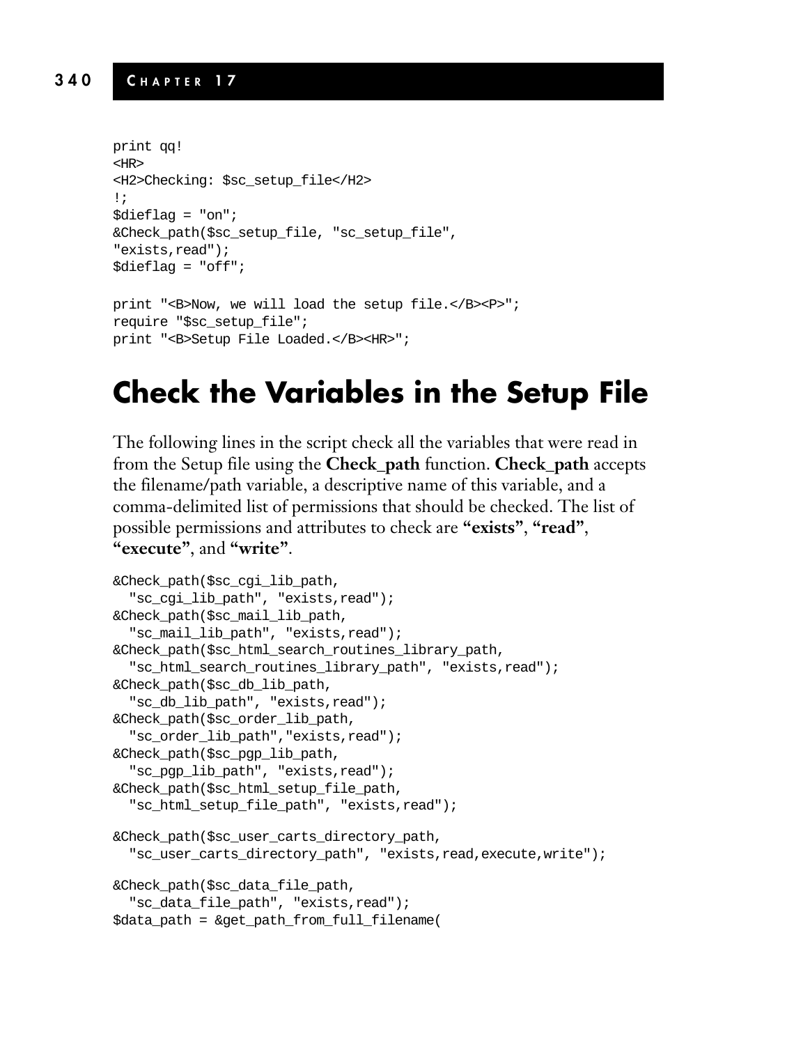```
print qq!
<HR>
<H2>Checking: $sc_setup_file</H2>
!;
$dieflag = "on";
&Check_path($sc_setup_file, "sc_setup_file",
"exists,read");
$dieflag = "off";

print "<B>Now, we will load the setup file.</B><P>";
require "$sc_setup_file";
print "<B>Setup File Loaded.</B><HR>";
```

# Check the Variables in the Setup File

The following lines in the script check all the variables that were read in from the Setup file using the **Check_path** function. **Check_path** accepts the filename/path variable, a descriptive name of this variable, and a comma-delimited list of permissions that should be checked. The list of possible permissions and attributes to check are **"exists"**, **"read"**, **"execute"**, and **"write"**.

```
&Check_path($sc_cgi_lib_path,
  "sc_cgi_lib_path", "exists,read");
&Check_path($sc_mail_lib_path,
  "sc_mail_lib_path", "exists,read");
&Check_path($sc_html_search_routines_library_path,
  "sc_html_search_routines_library_path", "exists,read");
&Check_path($sc_db_lib_path,
  "sc_db_lib_path", "exists,read");
&Check_path($sc_order_lib_path,
  "sc_order_lib_path","exists,read");
&Check_path($sc_pgp_lib_path,
  "sc_pgp_lib_path", "exists,read");
&Check_path($sc_html_setup_file_path,
  "sc_html_setup_file_path", "exists,read");

&Check_path($sc_user_carts_directory_path,
  "sc_user_carts_directory_path", "exists,read,execute,write");

&Check_path($sc_data_file_path,
  "sc_data_file_path", "exists,read");
$data_path = &get_path_from_full_filename(
```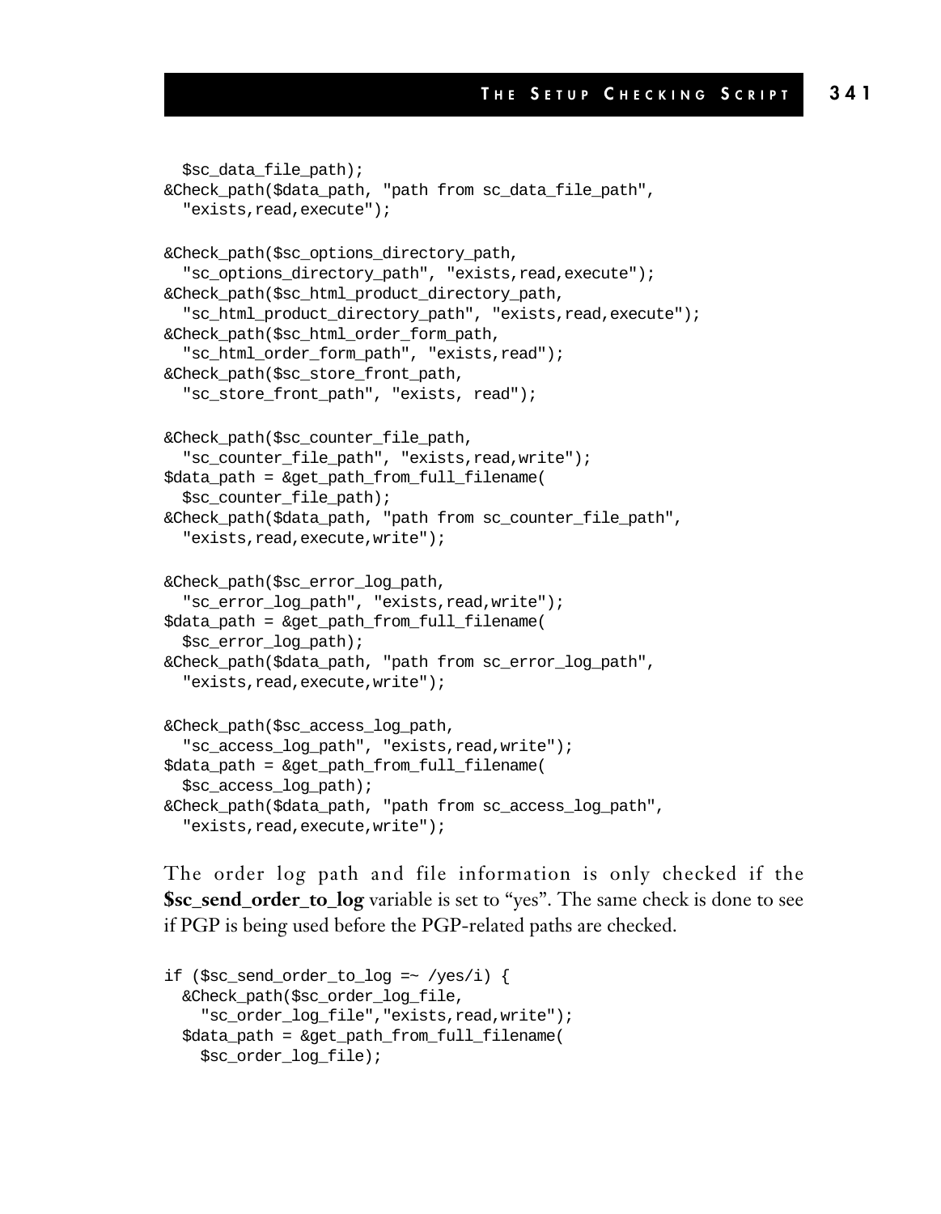```
  $sc_data_file_path);
&Check_path($data_path, "path from sc_data_file_path",
  "exists,read,execute");

&Check_path($sc_options_directory_path,
  "sc_options_directory_path", "exists,read,execute");
&Check_path($sc_html_product_directory_path,
  "sc_html_product_directory_path", "exists,read,execute");
&Check_path($sc_html_order_form_path,
  "sc_html_order_form_path", "exists,read");
&Check_path($sc_store_front_path,
  "sc_store_front_path", "exists, read");

&Check_path($sc_counter_file_path,
  "sc_counter_file_path", "exists,read,write");
$data_path = &get_path_from_full_filename(
  $sc_counter_file_path);
&Check_path($data_path, "path from sc_counter_file_path",
  "exists,read,execute,write");

&Check_path($sc_error_log_path,
  "sc_error_log_path", "exists,read,write");
$data_path = &get_path_from_full_filename(
  $sc_error_log_path);
&Check_path($data_path, "path from sc_error_log_path",
  "exists,read,execute,write");

&Check_path($sc_access_log_path,
  "sc_access_log_path", "exists,read,write");
$data_path = &get_path_from_full_filename(
  $sc_access_log_path);
&Check_path($data_path, "path from sc_access_log_path",
  "exists,read,execute,write");
```

The order log path and file information is only checked if the **$sc_send_order_to_log** variable is set to "yes". The same check is done to see if PGP is being used before the PGP-related paths are checked.

```
if ($sc_send_order_to_log =~ /yes/i) {
  &Check_path($sc_order_log_file,
    "sc_order_log_file","exists,read,write");
  $data_path = &get_path_from_full_filename(
    $sc_order_log_file);
```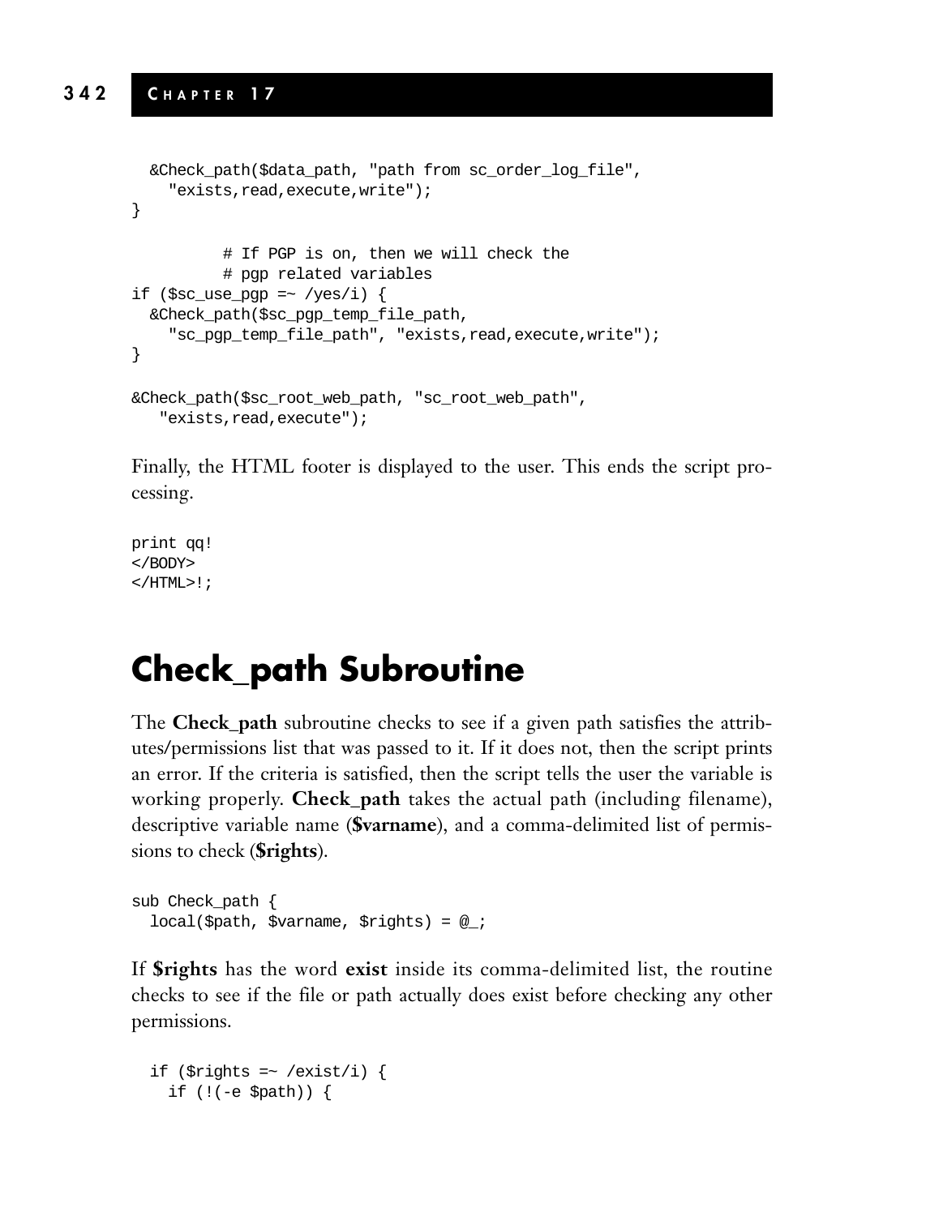```
  &Check_path($data_path, "path from sc_order_log_file",
    "exists,read,execute,write");
}

          # If PGP is on, then we will check the
          # pgp related variables
if ($sc_use_pgp =~ /yes/i) {
  &Check_path($sc_pgp_temp_file_path,
    "sc_pgp_temp_file_path", "exists,read,execute,write");
}

&Check_path($sc_root_web_path, "sc_root_web_path",
   "exists,read,execute");
```

Finally, the HTML footer is displayed to the user. This ends the script processing.

```
print qq!
</BODY>
</HTML>!;
```

# Check_path Subroutine

The **Check_path** subroutine checks to see if a given path satisfies the attributes/permissions list that was passed to it. If it does not, then the script prints an error. If the criteria is satisfied, then the script tells the user the variable is working properly. **Check_path** takes the actual path (including filename), descriptive variable name (**$varname**), and a comma-delimited list of permissions to check (**$rights**).

```
sub Check_path {
  local($path, $varname, $rights) = @_;
```

If **$rights** has the word **exist** inside its comma-delimited list, the routine checks to see if the file or path actually does exist before checking any other permissions.

```
  if ($rights =~ /exist/i) {
    if (!(-e $path)) {
```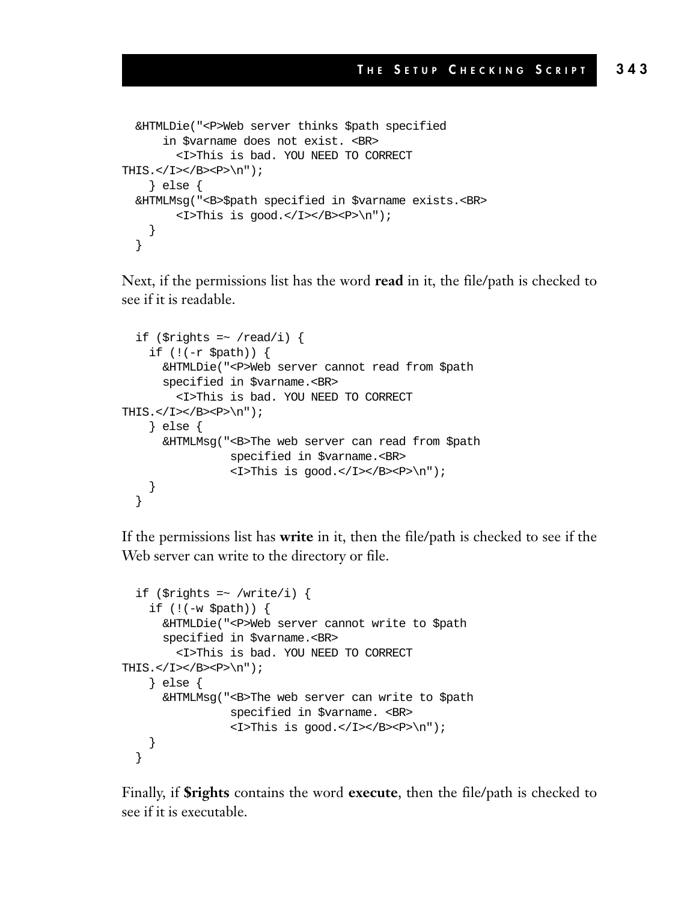```
  &HTMLDie("<P>Web server thinks $path specified
      in $varname does not exist. <BR>
        <I>This is bad. YOU NEED TO CORRECT
THIS.</I></B><P>\n");
    } else {
  &HTMLMsg("<B>$path specified in $varname exists.<BR>
        <I>This is good.</I></B><P>\n");
    }
  }
```

Next, if the permissions list has the word **read** in it, the file/path is checked to see if it is readable.

```
  if ($rights =~ /read/i) {
    if (!(-r $path)) {
      &HTMLDie("<P>Web server cannot read from $path
      specified in $varname.<BR>
        <I>This is bad. YOU NEED TO CORRECT
THIS.</I></B><P>\n");
    } else {
      &HTMLMsg("<B>The web server can read from $path
                specified in $varname.<BR>
                <I>This is good.</I></B><P>\n");
    }
  }
```

If the permissions list has **write** in it, then the file/path is checked to see if the Web server can write to the directory or file.

```
  if ($rights =~ /write/i) {
    if (!(-w $path)) {
      &HTMLDie("<P>Web server cannot write to $path
      specified in $varname.<BR>
        <I>This is bad. YOU NEED TO CORRECT
THIS.</I></B><P>\n");
    } else {
      &HTMLMsg("<B>The web server can write to $path
                specified in $varname. <BR>
                <I>This is good.</I></B><P>\n");
    }
  }
```

Finally, if **$rights** contains the word **execute**, then the file/path is checked to see if it is executable.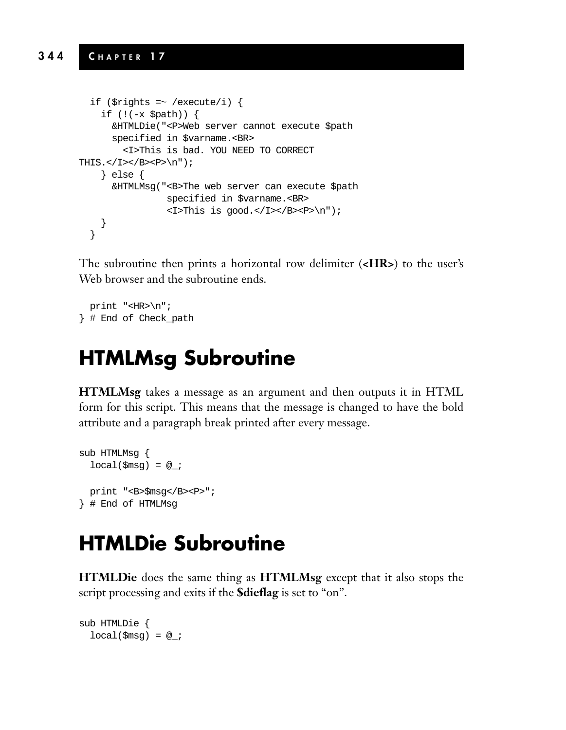```
  if ($rights =~ /execute/i) {
    if (!(-x $path)) {
      &HTMLDie("<P>Web server cannot execute $path
      specified in $varname.<BR>
        <I>This is bad. YOU NEED TO CORRECT
THIS.</I></B><P>\n");
    } else {
      &HTMLMsg("<B>The web server can execute $path
                specified in $varname.<BR>
                <I>This is good.</I></B><P>\n");
    }
  }
```

The subroutine then prints a horizontal row delimiter (**<HR>**) to the user's Web browser and the subroutine ends.

```
  print "<HR>\n";
} # End of Check_path
```

# HTMLMsg Subroutine

**HTMLMsg** takes a message as an argument and then outputs it in HTML form for this script. This means that the message is changed to have the bold attribute and a paragraph break printed after every message.

```
sub HTMLMsg {
  local($msg) = @_;

  print "<B>$msg</B><P>";
} # End of HTMLMsg
```

# HTMLDie Subroutine

**HTMLDie** does the same thing as **HTMLMsg** except that it also stops the script processing and exits if the **$dieflag** is set to "on".

```
sub HTMLDie {
  local($msg) = @_;
```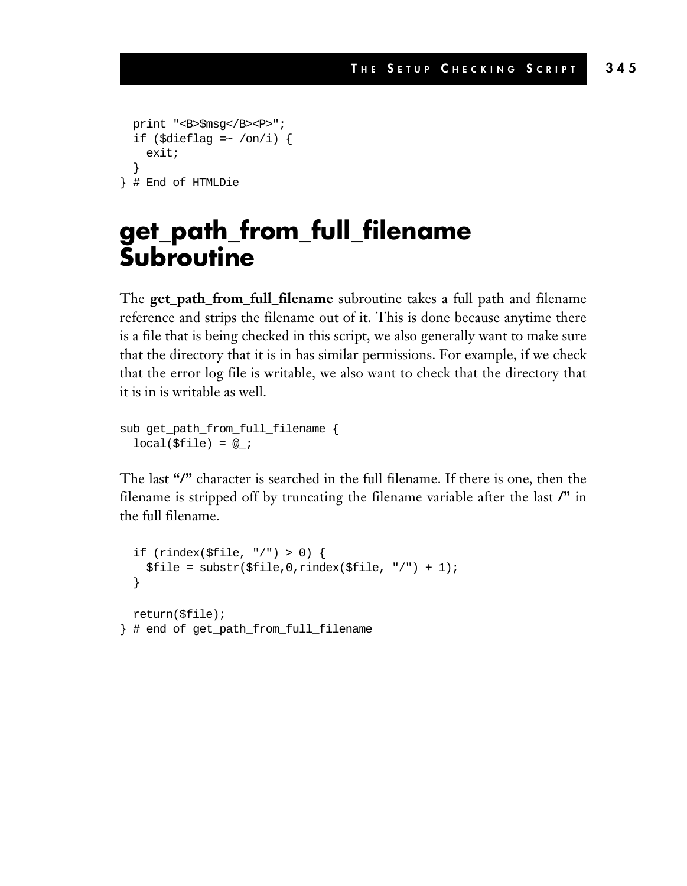```
  print "<B>$msg</B><P>";
  if ($dieflag =~ /on/i) {
    exit;
  }
} # End of HTMLDie
```

## get_path_from_full_filename Subroutine

The **get_path_from_full_filename** subroutine takes a full path and filename reference and strips the filename out of it. This is done because anytime there is a file that is being checked in this script, we also generally want to make sure that the directory that it is in has similar permissions. For example, if we check that the error log file is writable, we also want to check that the directory that it is in is writable as well.

```
sub get_path_from_full_filename {
  local($file) = @_;
```

The last **"/"** character is searched in the full filename. If there is one, then the filename is stripped off by truncating the filename variable after the last **/"** in the full filename.

```
  if (rindex($file, "/") > 0) {
    $file = substr($file,0,rindex($file, "/") + 1);
  }

  return($file);
} # end of get_path_from_full_filename
```